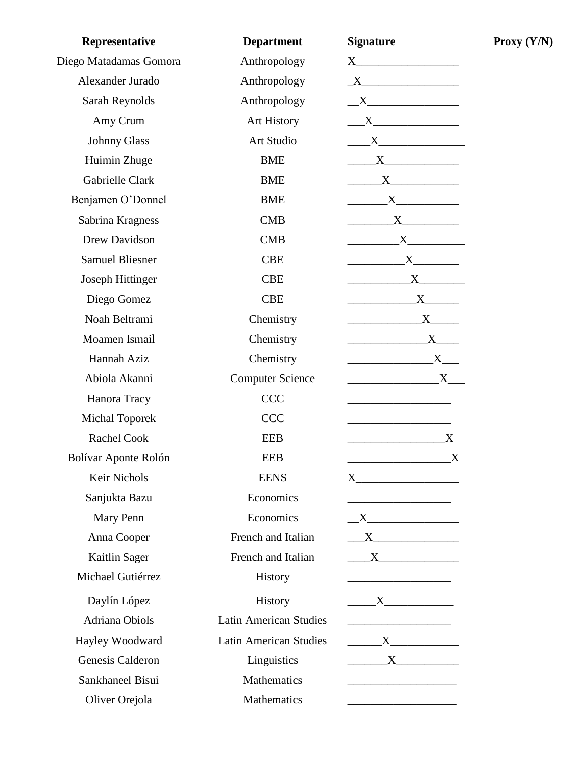| Representative | Department | Signature | Proxy (Y/N) |
|---|---|---|---|
| Diego Matadamas Gomora | Anthropology | X__________________ | |
| Alexander Jurado | Anthropology | _X_________________ | |
| Sarah Reynolds | Anthropology | __X________________ | |
| Amy Crum | Art History | ___X_______________ | |
| Johnny Glass | Art Studio | ____X_______________ | |
| Huimin Zhuge | BME | _____X_____________ | |
| Gabrielle Clark | BME | ______X____________ | |
| Benjamen O'Donnel | BME | _______X___________ | |
| Sabrina Kragness | CMB | ________X__________ | |
| Drew Davidson | CMB | _________X__________ | |
| Samuel Bliesner | CBE | __________X________ | |
| Joseph Hittinger | CBE | ___________X________ | |
| Diego Gomez | CBE | ____________X______ | |
| Noah Beltrami | Chemistry | _____________X_____ | |
| Moamen Ismail | Chemistry | ______________X____ | |
| Hannah Aziz | Chemistry | _______________X___ | |
| Abiola Akanni | Computer Science | ________________X___ | |
| Hanora Tracy | CCC | __________________ | |
| Michal Toporek | CCC | __________________ | |
| Rachel Cook | EEB | _________________X | |
| Bolívar Aponte Rolón | EEB | __________________X | |
| Keir Nichols | EENS | X__________________ | |
| Sanjukta Bazu | Economics | __________________ | |
| Mary Penn | Economics | __X________________ | |
| Anna Cooper | French and Italian | ___X_______________ | |
| Kaitlin Sager | French and Italian | ____X______________ | |
| Michael Gutiérrez | History | __________________ | |
| Daylín López | History | _____X____________ | |
| Adriana Obiols | Latin American Studies | __________________ | |
| Hayley Woodward | Latin American Studies | ______X____________ | |
| Genesis Calderon | Linguistics | _______X___________ | |
| Sankhaneel Bisui | Mathematics | ___________________ | |
| Oliver Orejola | Mathematics | ___________________ | |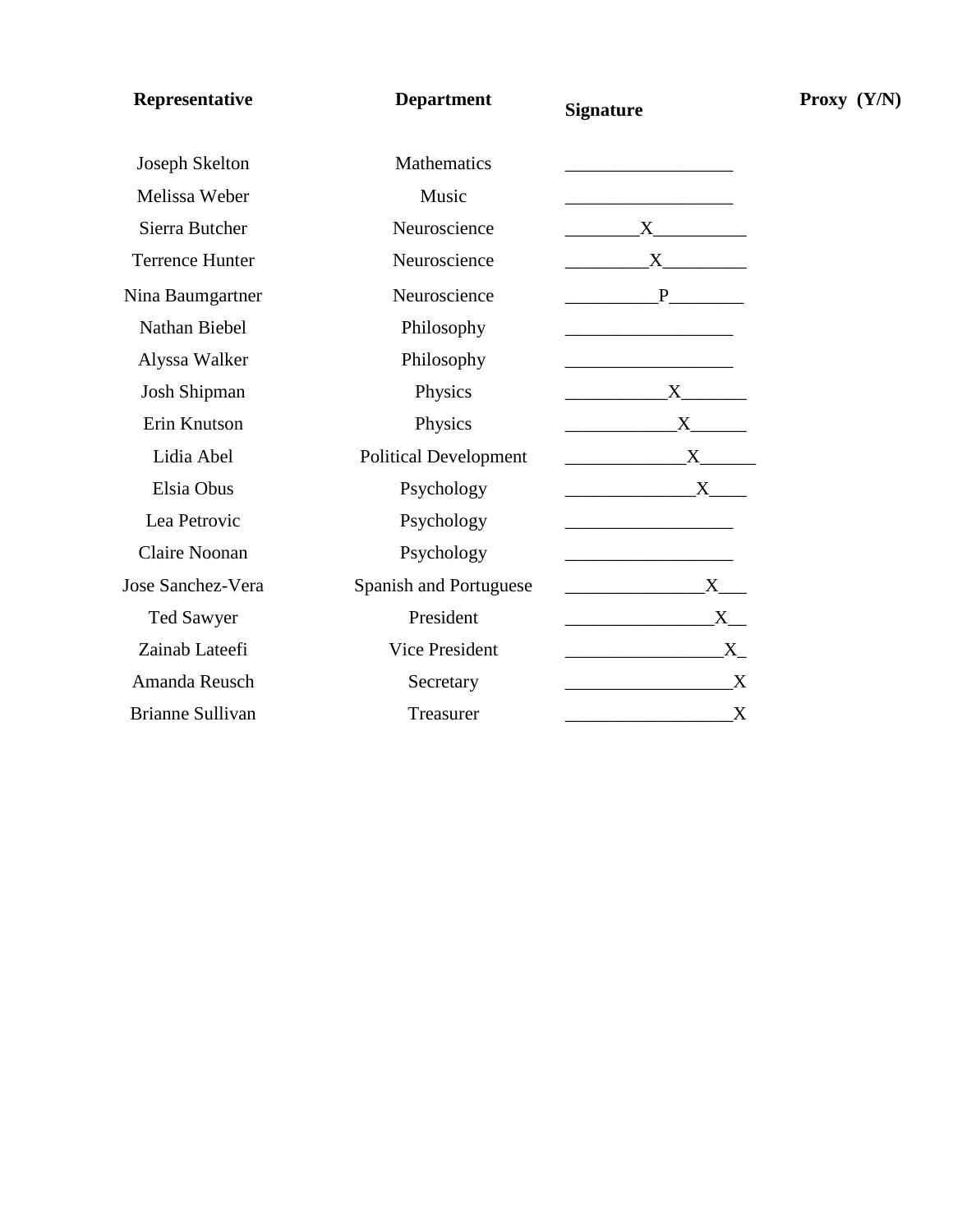| Representative | Department | Signature | Proxy (Y/N) |
|---|---|---|---|
| Joseph Skelton | Mathematics | __________________ | |
| Melissa Weber | Music | __________________ | |
| Sierra Butcher | Neuroscience | ________X__________ | |
| Terrence Hunter | Neuroscience | _________X_________ | |
| Nina Baumgartner | Neuroscience | __________P________ | |
| Nathan Biebel | Philosophy | __________________ | |
| Alyssa Walker | Philosophy | __________________ | |
| Josh Shipman | Physics | ___________X_______ | |
| Erin Knutson | Physics | ____________X______ | |
| Lidia Abel | Political Development | _____________X______ | |
| Elsia Obus | Psychology | ______________X____ | |
| Lea Petrovic | Psychology | __________________ | |
| Claire Noonan | Psychology | __________________ | |
| Jose Sanchez-Vera | Spanish and Portuguese | _______________X___ | |
| Ted Sawyer | President | ________________X__ | |
| Zainab Lateefi | Vice President | _________________X_ | |
| Amanda Reusch | Secretary | __________________X | |
| Brianne Sullivan | Treasurer | __________________X | |